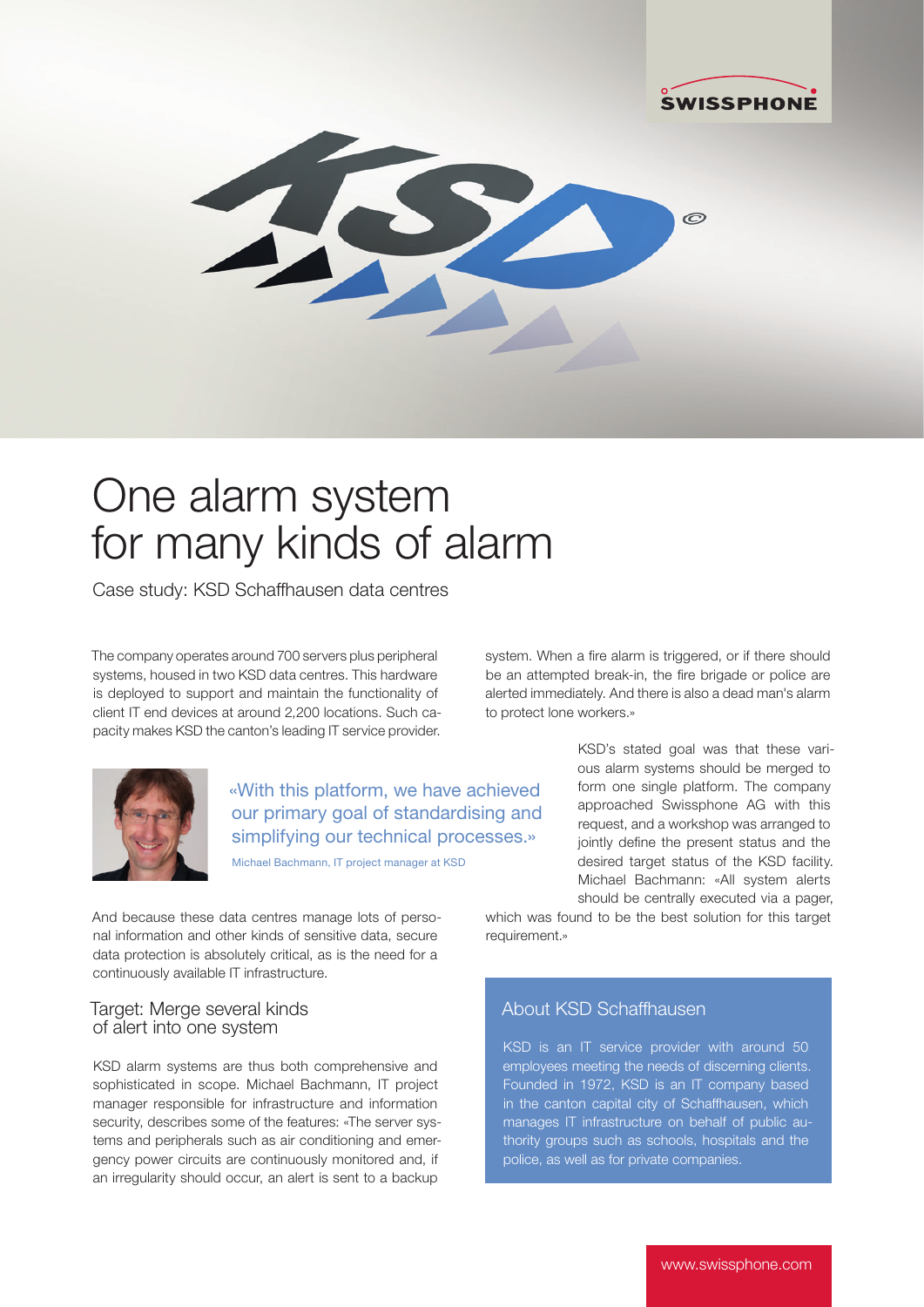# One alarm system for many kinds of alarm

Case study: KSD Schaffhausen data centres

The company operates around 700 servers plus peripheral systems, housed in two KSD data centres. This hardware is deployed to support and maintain the functionality of client IT end devices at around 2,200 locations. Such capacity makes KSD the canton's leading IT service provider.

> «With this platform, we have achieved our primary goal of standardising and simplifying our technical processes.»
>
> Michael Bachmann, IT project manager at KSD

And because these data centres manage lots of personal information and other kinds of sensitive data, secure data protection is absolutely critical, as is the need for a continuously available IT infrastructure.

## Target: Merge several kinds of alert into one system

KSD alarm systems are thus both comprehensive and sophisticated in scope. Michael Bachmann, IT project manager responsible for infrastructure and information security, describes some of the features: «The server systems and peripherals such as air conditioning and emergency power circuits are continuously monitored and, if an irregularity should occur, an alert is sent to a backup system. When a fire alarm is triggered, or if there should be an attempted break-in, the fire brigade or police are alerted immediately. And there is also a dead man's alarm to protect lone workers.»

KSD's stated goal was that these various alarm systems should be merged to form one single platform. The company approached Swissphone AG with this request, and a workshop was arranged to jointly define the present status and the desired target status of the KSD facility. Michael Bachmann: «All system alerts should be centrally executed via a pager, which was found to be the best solution for this target requirement.»

### About KSD Schaffhausen

KSD is an IT service provider with around 50 employees meeting the needs of discerning clients. Founded in 1972, KSD is an IT company based in the canton capital city of Schaffhausen, which manages IT infrastructure on behalf of public authority groups such as schools, hospitals and the police, as well as for private companies.

www.swissphone.com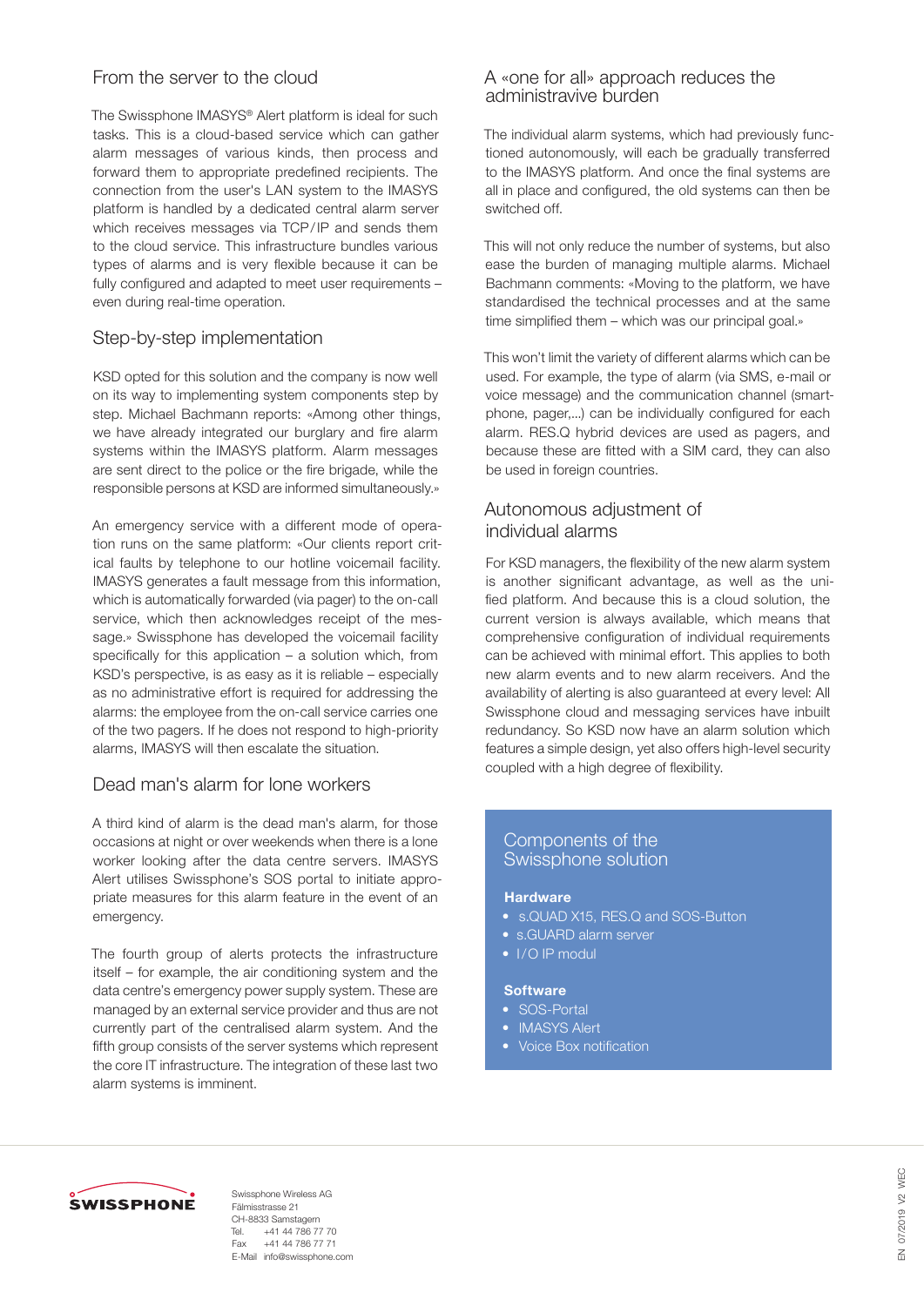## From the server to the cloud

The Swissphone IMASYS® Alert platform is ideal for such tasks. This is a cloud-based service which can gather alarm messages of various kinds, then process and forward them to appropriate predefined recipients. The connection from the user's LAN system to the IMASYS platform is handled by a dedicated central alarm server which receives messages via TCP/IP and sends them to the cloud service. This infrastructure bundles various types of alarms and is very flexible because it can be fully configured and adapted to meet user requirements – even during real-time operation.

## Step-by-step implementation

KSD opted for this solution and the company is now well on its way to implementing system components step by step. Michael Bachmann reports: «Among other things, we have already integrated our burglary and fire alarm systems within the IMASYS platform. Alarm messages are sent direct to the police or the fire brigade, while the responsible persons at KSD are informed simultaneously.»

An emergency service with a different mode of operation runs on the same platform: «Our clients report critical faults by telephone to our hotline voicemail facility. IMASYS generates a fault message from this information, which is automatically forwarded (via pager) to the on-call service, which then acknowledges receipt of the message.» Swissphone has developed the voicemail facility specifically for this application – a solution which, from KSD's perspective, is as easy as it is reliable – especially as no administrative effort is required for addressing the alarms: the employee from the on-call service carries one of the two pagers. If he does not respond to high-priority alarms, IMASYS will then escalate the situation.

## Dead man's alarm for lone workers

A third kind of alarm is the dead man's alarm, for those occasions at night or over weekends when there is a lone worker looking after the data centre servers. IMASYS Alert utilises Swissphone's SOS portal to initiate appropriate measures for this alarm feature in the event of an emergency.

The fourth group of alerts protects the infrastructure itself – for example, the air conditioning system and the data centre's emergency power supply system. These are managed by an external service provider and thus are not currently part of the centralised alarm system. And the fifth group consists of the server systems which represent the core IT infrastructure. The integration of these last two alarm systems is imminent.

## A «one for all» approach reduces the administravive burden

The individual alarm systems, which had previously functioned autonomously, will each be gradually transferred to the IMASYS platform. And once the final systems are all in place and configured, the old systems can then be switched off.

This will not only reduce the number of systems, but also ease the burden of managing multiple alarms. Michael Bachmann comments: «Moving to the platform, we have standardised the technical processes and at the same time simplified them – which was our principal goal.»

This won't limit the variety of different alarms which can be used. For example, the type of alarm (via SMS, e-mail or voice message) and the communication channel (smartphone, pager,...) can be individually configured for each alarm. RES.Q hybrid devices are used as pagers, and because these are fitted with a SIM card, they can also be used in foreign countries.

## Autonomous adjustment of individual alarms

For KSD managers, the flexibility of the new alarm system is another significant advantage, as well as the unified platform. And because this is a cloud solution, the current version is always available, which means that comprehensive configuration of individual requirements can be achieved with minimal effort. This applies to both new alarm events and to new alarm receivers. And the availability of alerting is also guaranteed at every level: All Swissphone cloud and messaging services have inbuilt redundancy. So KSD now have an alarm solution which features a simple design, yet also offers high-level security coupled with a high degree of flexibility.

## Components of the Swissphone solution

**Hardware**

- s.QUAD X15, RES.Q and SOS-Button
- s.GUARD alarm server
- I/O IP modul

**Software**

- SOS-Portal
- IMASYS Alert
- Voice Box notification

SWISSPHONE

Swissphone Wireless AG
Fälmisstrasse 21
CH-8833 Samstagern
Tel. +41 44 786 77 70
Fax +41 44 786 77 71
E-Mail info@swissphone.com

EN 07/2019 V2 WEC